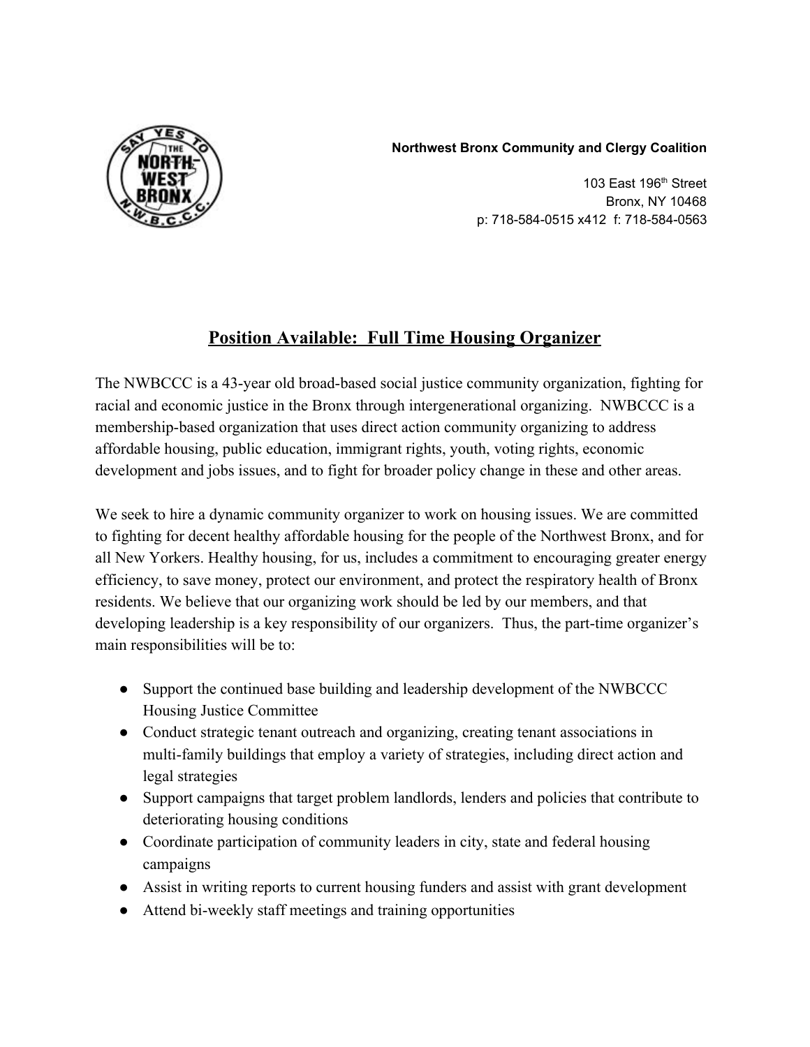**Northwest Bronx Community and Clergy Coalition**

103 East 196th Street
Bronx, NY 10468
p: 718-584-0515 x412 f: 718-584-0563

## Position Available: Full Time Housing Organizer

The NWBCCC is a 43-year old broad-based social justice community organization, fighting for racial and economic justice in the Bronx through intergenerational organizing. NWBCCC is a membership-based organization that uses direct action community organizing to address affordable housing, public education, immigrant rights, youth, voting rights, economic development and jobs issues, and to fight for broader policy change in these and other areas.

We seek to hire a dynamic community organizer to work on housing issues. We are committed to fighting for decent healthy affordable housing for the people of the Northwest Bronx, and for all New Yorkers. Healthy housing, for us, includes a commitment to encouraging greater energy efficiency, to save money, protect our environment, and protect the respiratory health of Bronx residents. We believe that our organizing work should be led by our members, and that developing leadership is a key responsibility of our organizers. Thus, the part-time organizer's main responsibilities will be to:

- Support the continued base building and leadership development of the NWBCCC Housing Justice Committee
- Conduct strategic tenant outreach and organizing, creating tenant associations in multi-family buildings that employ a variety of strategies, including direct action and legal strategies
- Support campaigns that target problem landlords, lenders and policies that contribute to deteriorating housing conditions
- Coordinate participation of community leaders in city, state and federal housing campaigns
- Assist in writing reports to current housing funders and assist with grant development
- Attend bi-weekly staff meetings and training opportunities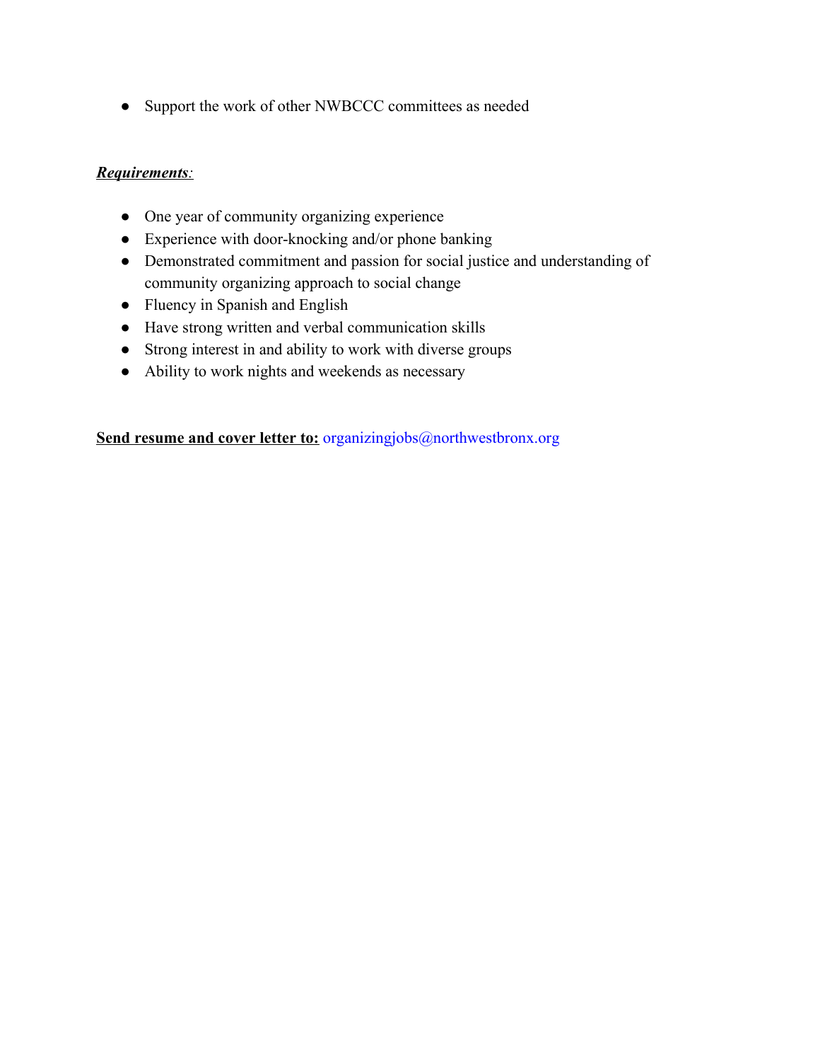- Support the work of other NWBCCC committees as needed

***Requirements**:*

- One year of community organizing experience
- Experience with door-knocking and/or phone banking
- Demonstrated commitment and passion for social justice and understanding of community organizing approach to social change
- Fluency in Spanish and English
- Have strong written and verbal communication skills
- Strong interest in and ability to work with diverse groups
- Ability to work nights and weekends as necessary

**Send resume and cover letter to:** organizingjobs@northwestbronx.org